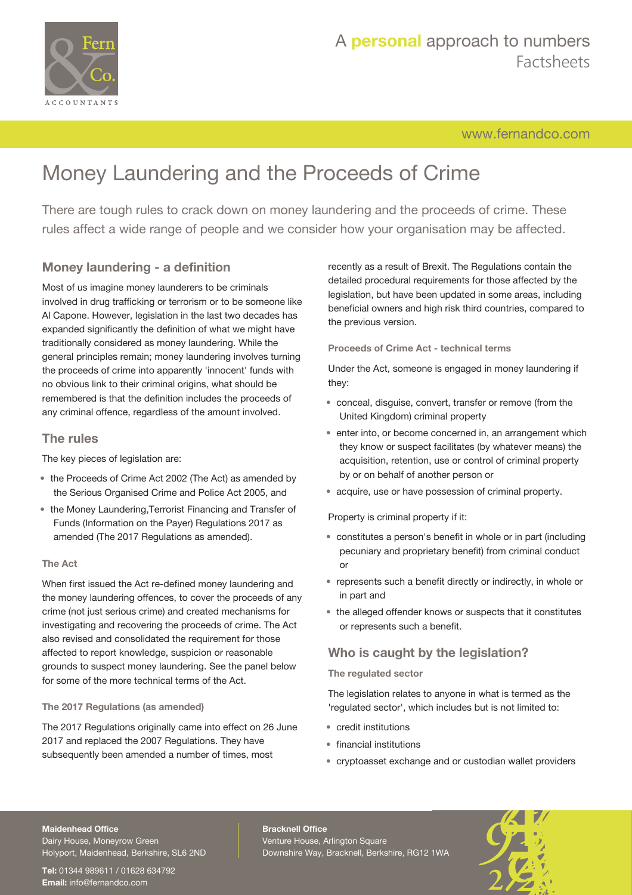# Money Laundering and the Proceeds of Crime

There are tough rules to crack down on money laundering and the proceeds of crime. These rules affect a wide range of people and we consider how your organisation may be affected.

## Money laundering - a definition

Most of us imagine money launderers to be criminals involved in drug trafficking or terrorism or to be someone like Al Capone. However, legislation in the last two decades has expanded significantly the definition of what we might have traditionally considered as money laundering. While the general principles remain; money laundering involves turning the proceeds of crime into apparently 'innocent' funds with no obvious link to their criminal origins, what should be remembered is that the definition includes the proceeds of any criminal offence, regardless of the amount involved.

## The rules

The key pieces of legislation are:

- the Proceeds of Crime Act 2002 (The Act) as amended by the Serious Organised Crime and Police Act 2005, and
- the Money Laundering,Terrorist Financing and Transfer of Funds (Information on the Payer) Regulations 2017 as amended (The 2017 Regulations as amended).

### The Act

When first issued the Act re-defined money laundering and the money laundering offences, to cover the proceeds of any crime (not just serious crime) and created mechanisms for investigating and recovering the proceeds of crime. The Act also revised and consolidated the requirement for those affected to report knowledge, suspicion or reasonable grounds to suspect money laundering. See the panel below for some of the more technical terms of the Act.

### The 2017 Regulations (as amended)

The 2017 Regulations originally came into effect on 26 June 2017 and replaced the 2007 Regulations. They have subsequently been amended a number of times, most recently as a result of Brexit. The Regulations contain the detailed procedural requirements for those affected by the legislation, but have been updated in some areas, including beneficial owners and high risk third countries, compared to the previous version.

### Proceeds of Crime Act - technical terms

Under the Act, someone is engaged in money laundering if they:

- conceal, disguise, convert, transfer or remove (from the United Kingdom) criminal property
- enter into, or become concerned in, an arrangement which they know or suspect facilitates (by whatever means) the acquisition, retention, use or control of criminal property by or on behalf of another person or
- acquire, use or have possession of criminal property.

Property is criminal property if it:

- constitutes a person's benefit in whole or in part (including pecuniary and proprietary benefit) from criminal conduct or
- represents such a benefit directly or indirectly, in whole or in part and
- the alleged offender knows or suspects that it constitutes or represents such a benefit.

## Who is caught by the legislation?

### The regulated sector

The legislation relates to anyone in what is termed as the 'regulated sector', which includes but is not limited to:

- credit institutions
- financial institutions
- cryptoasset exchange and or custodian wallet providers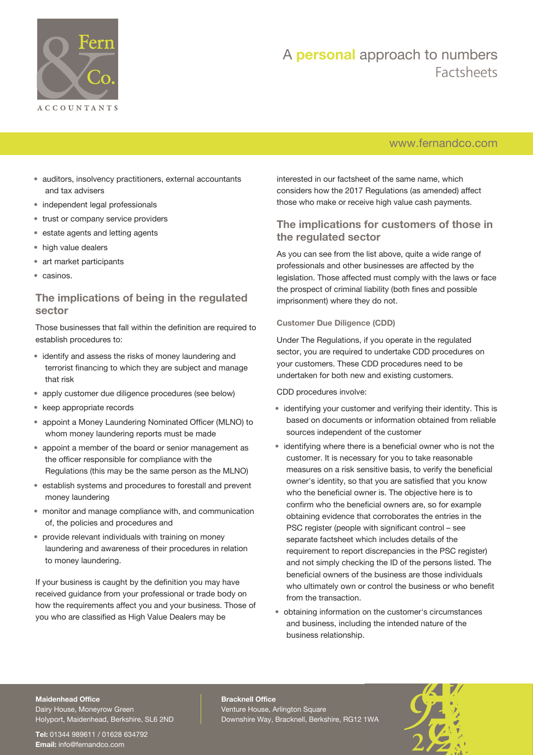- auditors, insolvency practitioners, external accountants and tax advisers
- independent legal professionals
- trust or company service providers
- estate agents and letting agents
- high value dealers
- art market participants
- casinos.

## The implications of being in the regulated sector

Those businesses that fall within the definition are required to establish procedures to:

- identify and assess the risks of money laundering and terrorist financing to which they are subject and manage that risk
- apply customer due diligence procedures (see below)
- keep appropriate records
- appoint a Money Laundering Nominated Officer (MLNO) to whom money laundering reports must be made
- appoint a member of the board or senior management as the officer responsible for compliance with the Regulations (this may be the same person as the MLNO)
- establish systems and procedures to forestall and prevent money laundering
- monitor and manage compliance with, and communication of, the policies and procedures and
- provide relevant individuals with training on money laundering and awareness of their procedures in relation to money laundering.

If your business is caught by the definition you may have received guidance from your professional or trade body on how the requirements affect you and your business. Those of you who are classified as High Value Dealers may be interested in our factsheet of the same name, which considers how the 2017 Regulations (as amended) affect those who make or receive high value cash payments.

## The implications for customers of those in the regulated sector

As you can see from the list above, quite a wide range of professionals and other businesses are affected by the legislation. Those affected must comply with the laws or face the prospect of criminal liability (both fines and possible imprisonment) where they do not.

### Customer Due Diligence (CDD)

Under The Regulations, if you operate in the regulated sector, you are required to undertake CDD procedures on your customers. These CDD procedures need to be undertaken for both new and existing customers.

CDD procedures involve:

- identifying your customer and verifying their identity. This is based on documents or information obtained from reliable sources independent of the customer
- identifying where there is a beneficial owner who is not the customer. It is necessary for you to take reasonable measures on a risk sensitive basis, to verify the beneficial owner's identity, so that you are satisfied that you know who the beneficial owner is. The objective here is to confirm who the beneficial owners are, so for example obtaining evidence that corroborates the entries in the PSC register (people with significant control – see separate factsheet which includes details of the requirement to report discrepancies in the PSC register) and not simply checking the ID of the persons listed. The beneficial owners of the business are those individuals who ultimately own or control the business or who benefit from the transaction.
- obtaining information on the customer's circumstances and business, including the intended nature of the business relationship.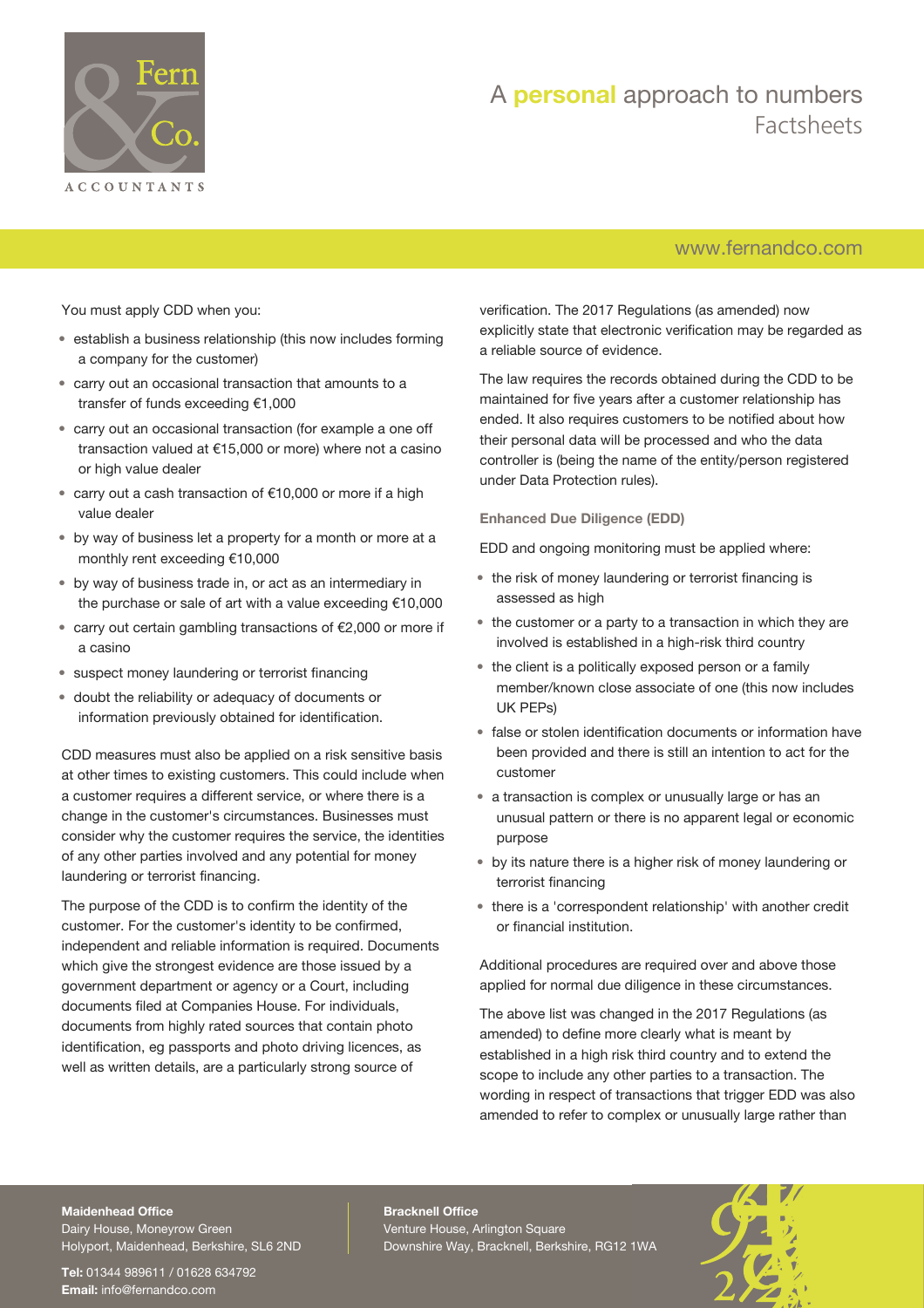You must apply CDD when you:

- establish a business relationship (this now includes forming a company for the customer)
- carry out an occasional transaction that amounts to a transfer of funds exceeding €1,000
- carry out an occasional transaction (for example a one off transaction valued at €15,000 or more) where not a casino or high value dealer
- carry out a cash transaction of €10,000 or more if a high value dealer
- by way of business let a property for a month or more at a monthly rent exceeding €10,000
- by way of business trade in, or act as an intermediary in the purchase or sale of art with a value exceeding €10,000
- carry out certain gambling transactions of €2,000 or more if a casino
- suspect money laundering or terrorist financing
- doubt the reliability or adequacy of documents or information previously obtained for identification.

CDD measures must also be applied on a risk sensitive basis at other times to existing customers. This could include when a customer requires a different service, or where there is a change in the customer's circumstances. Businesses must consider why the customer requires the service, the identities of any other parties involved and any potential for money laundering or terrorist financing.

The purpose of the CDD is to confirm the identity of the customer. For the customer's identity to be confirmed, independent and reliable information is required. Documents which give the strongest evidence are those issued by a government department or agency or a Court, including documents filed at Companies House. For individuals, documents from highly rated sources that contain photo identification, eg passports and photo driving licences, as well as written details, are a particularly strong source of verification. The 2017 Regulations (as amended) now explicitly state that electronic verification may be regarded as a reliable source of evidence.

The law requires the records obtained during the CDD to be maintained for five years after a customer relationship has ended. It also requires customers to be notified about how their personal data will be processed and who the data controller is (being the name of the entity/person registered under Data Protection rules).

### Enhanced Due Diligence (EDD)

EDD and ongoing monitoring must be applied where:

- the risk of money laundering or terrorist financing is assessed as high
- the customer or a party to a transaction in which they are involved is established in a high-risk third country
- the client is a politically exposed person or a family member/known close associate of one (this now includes UK PEPs)
- false or stolen identification documents or information have been provided and there is still an intention to act for the customer
- a transaction is complex or unusually large or has an unusual pattern or there is no apparent legal or economic purpose
- by its nature there is a higher risk of money laundering or terrorist financing
- there is a 'correspondent relationship' with another credit or financial institution.

Additional procedures are required over and above those applied for normal due diligence in these circumstances.

The above list was changed in the 2017 Regulations (as amended) to define more clearly what is meant by established in a high risk third country and to extend the scope to include any other parties to a transaction. The wording in respect of transactions that trigger EDD was also amended to refer to complex or unusually large rather than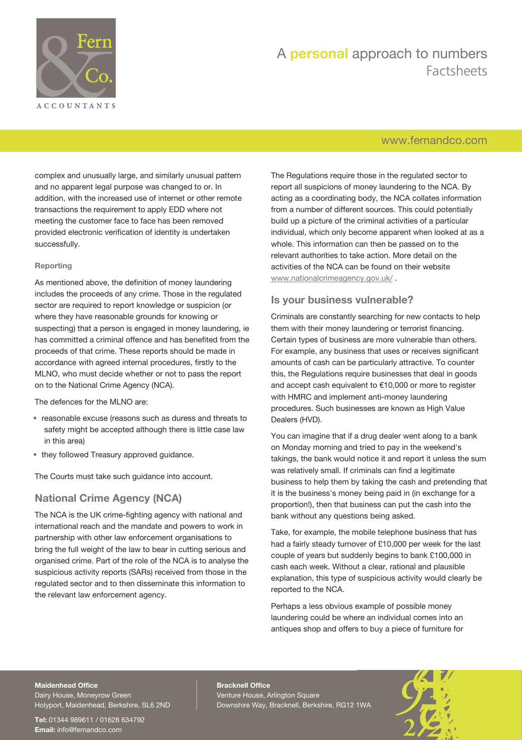complex and unusually large, and similarly unusual pattern and no apparent legal purpose was changed to or. In addition, with the increased use of internet or other remote transactions the requirement to apply EDD where not meeting the customer face to face has been removed provided electronic verification of identity is undertaken successfully.

#### Reporting

As mentioned above, the definition of money laundering includes the proceeds of any crime. Those in the regulated sector are required to report knowledge or suspicion (or where they have reasonable grounds for knowing or suspecting) that a person is engaged in money laundering, ie has committed a criminal offence and has benefited from the proceeds of that crime. These reports should be made in accordance with agreed internal procedures, firstly to the MLNO, who must decide whether or not to pass the report on to the National Crime Agency (NCA).

The defences for the MLNO are:

- reasonable excuse (reasons such as duress and threats to safety might be accepted although there is little case law in this area)
- they followed Treasury approved guidance.

The Courts must take such guidance into account.

## National Crime Agency (NCA)

The NCA is the UK crime-fighting agency with national and international reach and the mandate and powers to work in partnership with other law enforcement organisations to bring the full weight of the law to bear in cutting serious and organised crime. Part of the role of the NCA is to analyse the suspicious activity reports (SARs) received from those in the regulated sector and to then disseminate this information to the relevant law enforcement agency.

The Regulations require those in the regulated sector to report all suspicions of money laundering to the NCA. By acting as a coordinating body, the NCA collates information from a number of different sources. This could potentially build up a picture of the criminal activities of a particular individual, which only become apparent when looked at as a whole. This information can then be passed on to the relevant authorities to take action. More detail on the activities of the NCA can be found on their website www.nationalcrimeagency.gov.uk/ .

## Is your business vulnerable?

Criminals are constantly searching for new contacts to help them with their money laundering or terrorist financing. Certain types of business are more vulnerable than others. For example, any business that uses or receives significant amounts of cash can be particularly attractive. To counter this, the Regulations require businesses that deal in goods and accept cash equivalent to €10,000 or more to register with HMRC and implement anti-money laundering procedures. Such businesses are known as High Value Dealers (HVD).

You can imagine that if a drug dealer went along to a bank on Monday morning and tried to pay in the weekend's takings, the bank would notice it and report it unless the sum was relatively small. If criminals can find a legitimate business to help them by taking the cash and pretending that it is the business's money being paid in (in exchange for a proportion!), then that business can put the cash into the bank without any questions being asked.

Take, for example, the mobile telephone business that has had a fairly steady turnover of £10,000 per week for the last couple of years but suddenly begins to bank £100,000 in cash each week. Without a clear, rational and plausible explanation, this type of suspicious activity would clearly be reported to the NCA.

Perhaps a less obvious example of possible money laundering could be where an individual comes into an antiques shop and offers to buy a piece of furniture for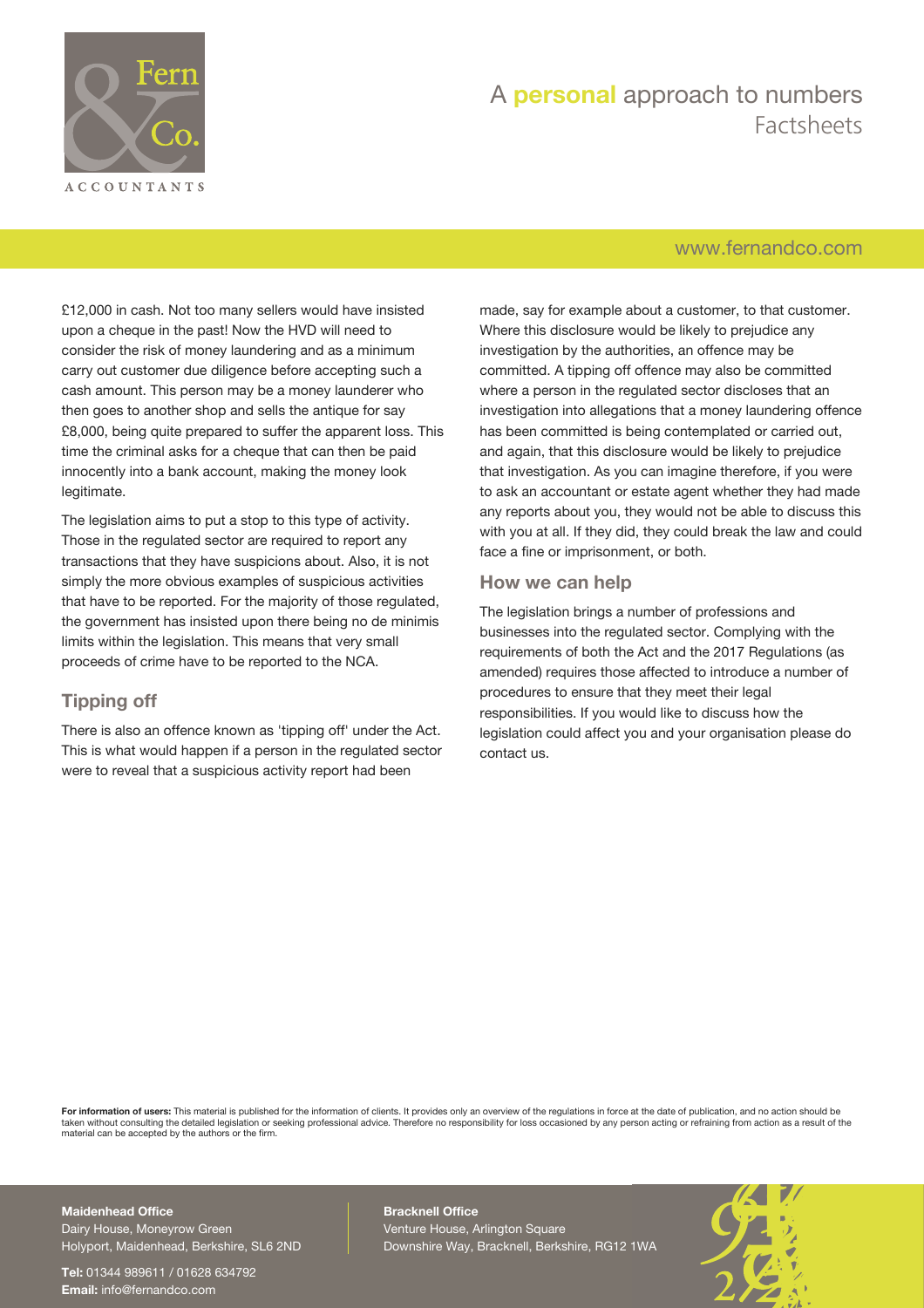£12,000 in cash. Not too many sellers would have insisted upon a cheque in the past! Now the HVD will need to consider the risk of money laundering and as a minimum carry out customer due diligence before accepting such a cash amount. This person may be a money launderer who then goes to another shop and sells the antique for say £8,000, being quite prepared to suffer the apparent loss. This time the criminal asks for a cheque that can then be paid innocently into a bank account, making the money look legitimate.

The legislation aims to put a stop to this type of activity. Those in the regulated sector are required to report any transactions that they have suspicions about. Also, it is not simply the more obvious examples of suspicious activities that have to be reported. For the majority of those regulated, the government has insisted upon there being no de minimis limits within the legislation. This means that very small proceeds of crime have to be reported to the NCA.

## Tipping off

There is also an offence known as 'tipping off' under the Act. This is what would happen if a person in the regulated sector were to reveal that a suspicious activity report had been made, say for example about a customer, to that customer. Where this disclosure would be likely to prejudice any investigation by the authorities, an offence may be committed. A tipping off offence may also be committed where a person in the regulated sector discloses that an investigation into allegations that a money laundering offence has been committed is being contemplated or carried out, and again, that this disclosure would be likely to prejudice that investigation. As you can imagine therefore, if you were to ask an accountant or estate agent whether they had made any reports about you, they would not be able to discuss this with you at all. If they did, they could break the law and could face a fine or imprisonment, or both.

## How we can help

The legislation brings a number of professions and businesses into the regulated sector. Complying with the requirements of both the Act and the 2017 Regulations (as amended) requires those affected to introduce a number of procedures to ensure that they meet their legal responsibilities. If you would like to discuss how the legislation could affect you and your organisation please do contact us.

**For information of users:** This material is published for the information of clients. It provides only an overview of the regulations in force at the date of publication, and no action should be taken without consulting the detailed legislation or seeking professional advice. Therefore no responsibility for loss occasioned by any person acting or refraining from action as a result of the material can be accepted by the authors or the firm.